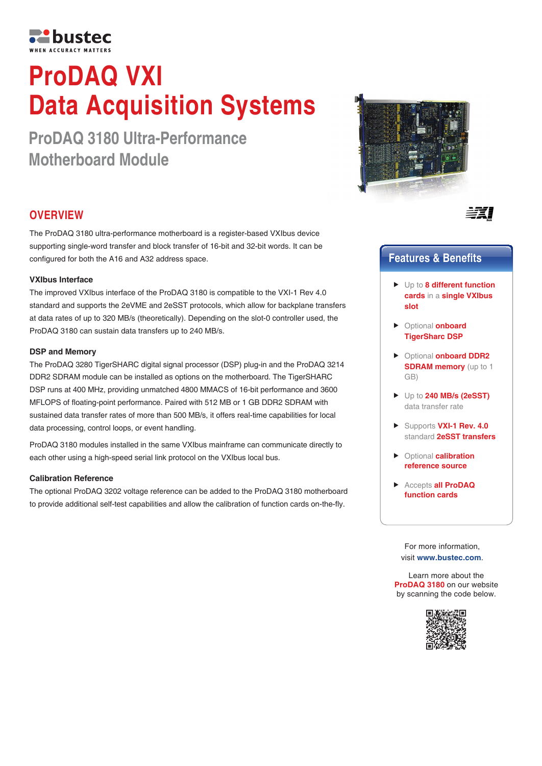bustec
WHEN ACCURACY MATTERS

# ProDAQ VXI Data Acquisition Systems

## ProDAQ 3180 Ultra-Performance Motherboard Module

## OVERVIEW

The ProDAQ 3180 ultra-performance motherboard is a register-based VXIbus device supporting single-word transfer and block transfer of 16-bit and 32-bit words. It can be configured for both the A16 and A32 address space.

### VXIbus Interface

The improved VXIbus interface of the ProDAQ 3180 is compatible to the VXI-1 Rev 4.0 standard and supports the 2eVME and 2eSST protocols, which allow for backplane transfers at data rates of up to 320 MB/s (theoretically). Depending on the slot-0 controller used, the ProDAQ 3180 can sustain data transfers up to 240 MB/s.

### DSP and Memory

The ProDAQ 3280 TigerSHARC digital signal processor (DSP) plug-in and the ProDAQ 3214 DDR2 SDRAM module can be installed as options on the motherboard. The TigerSHARC DSP runs at 400 MHz, providing unmatched 4800 MMACS of 16-bit performance and 3600 MFLOPS of floating-point performance. Paired with 512 MB or 1 GB DDR2 SDRAM with sustained data transfer rates of more than 500 MB/s, it offers real-time capabilities for local data processing, control loops, or event handling.

ProDAQ 3180 modules installed in the same VXIbus mainframe can communicate directly to each other using a high-speed serial link protocol on the VXIbus local bus.

### Calibration Reference

The optional ProDAQ 3202 voltage reference can be added to the ProDAQ 3180 motherboard to provide additional self-test capabilities and allow the calibration of function cards on-the-fly.

## Features & Benefits

- Up to **8 different function cards** in a **single VXIbus slot**
- Optional **onboard TigerSharc DSP**
- Optional **onboard DDR2 SDRAM memory** (up to 1 GB)
- Up to **240 MB/s (2eSST)** data transfer rate
- Supports **VXI-1 Rev. 4.0** standard **2eSST transfers**
- Optional **calibration reference source**
- Accepts **all ProDAQ function cards**

For more information, visit **www.bustec.com**.

Learn more about the **ProDAQ 3180** on our website by scanning the code below.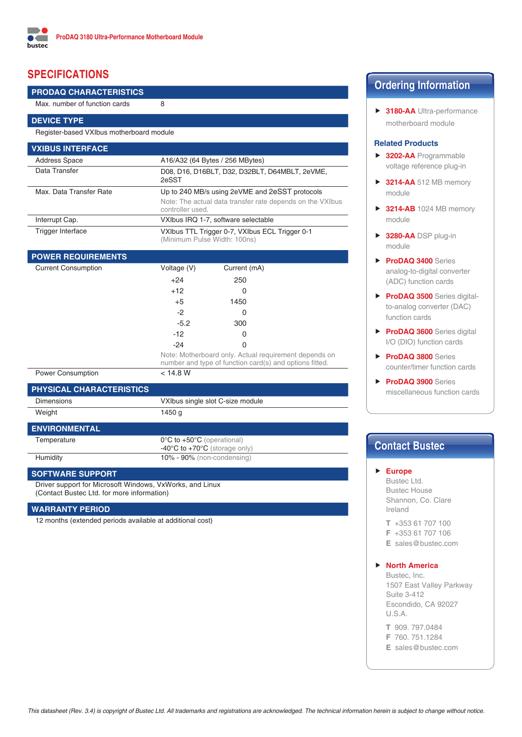# SPECIFICATIONS

## PRODAQ CHARACTERISTICS

| | |
|---|---|
| Max. number of function cards | 8 |

## DEVICE TYPE

Register-based VXIbus motherboard module

## VXIBUS INTERFACE

| | |
|---|---|
| Address Space | A16/A32 (64 Bytes / 256 MBytes) |
| Data Transfer | D08, D16, D16BLT, D32, D32BLT, D64MBLT, 2eVME, 2eSST |
| Max. Data Transfer Rate | Up to 240 MB/s using 2eVME and 2eSST protocols<br>Note: The actual data transfer rate depends on the VXIbus controller used. |
| Interrupt Cap. | VXIbus IRQ 1-7, software selectable |
| Trigger Interface | VXIbus TTL Trigger 0-7, VXIbus ECL Trigger 0-1<br>(Minimum Pulse Width: 100ns) |

## POWER REQUIREMENTS

| | | |
|---|---|---|
| Current Consumption | Voltage (V) | Current (mA) |
| | +24 | 250 |
| | +12 | 0 |
| | +5 | 1450 |
| | -2 | 0 |
| | -5.2 | 300 |
| | -12 | 0 |
| | -24 | 0 |
| | Note: Motherboard only. Actual requirement depends on number and type of function card(s) and options fitted. | |
| Power Consumption | < 14.8 W | |

## PHYSICAL CHARACTERISTICS

| | |
|---|---|
| Dimensions | VXIbus single slot C-size module |
| Weight | 1450 g |

## ENVIRONMENTAL

| | |
|---|---|
| Temperature | 0°C to +50°C (operational)<br>-40°C to +70°C (storage only) |
| Humidity | 10% - 90% (non-condensing) |

## SOFTWARE SUPPORT

Driver support for Microsoft Windows, VxWorks, and Linux
(Contact Bustec Ltd. for more information)

## WARRANTY PERIOD

12 months (extended periods available at additional cost)

## Ordering Information

- **3180-AA** Ultra-performance motherboard module

### Related Products

- **3202-AA** Programmable voltage reference plug-in
- **3214-AA** 512 MB memory module
- **3214-AB** 1024 MB memory module
- **3280-AA** DSP plug-in module
- **ProDAQ 3400** Series analog-to-digital converter (ADC) function cards
- **ProDAQ 3500** Series digital-to-analog converter (DAC) function cards
- **ProDAQ 3600** Series digital I/O (DIO) function cards
- **ProDAQ 3800** Series counter/timer function cards
- **ProDAQ 3900** Series miscellaneous function cards

## Contact Bustec

- **Europe**
  Bustec Ltd.
  Bustec House
  Shannon, Co. Clare
  Ireland

  **T** +353 61 707 100
  **F** +353 61 707 106
  **E** sales@bustec.com

- **North America**
  Bustec, Inc.
  1507 East Valley Parkway
  Suite 3-412
  Escondido, CA 92027
  U.S.A.

  **T** 909. 797.0484
  **F** 760. 751.1284
  **E** sales@bustec.com

*This datasheet (Rev. 3.4) is copyright of Bustec Ltd. All trademarks and registrations are acknowledged. The technical information herein is subject to change without notice.*